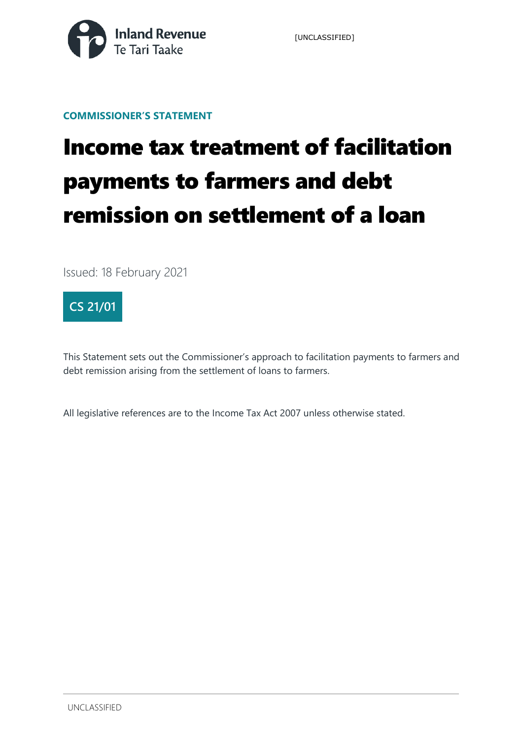Inland Revenue
Te Tari Taake

[UNCLASSIFIED]

**COMMISSIONER'S STATEMENT**

# Income tax treatment of facilitation payments to farmers and debt remission on settlement of a loan

Issued: 18 February 2021

**CS 21/01**

This Statement sets out the Commissioner's approach to facilitation payments to farmers and debt remission arising from the settlement of loans to farmers.

All legislative references are to the Income Tax Act 2007 unless otherwise stated.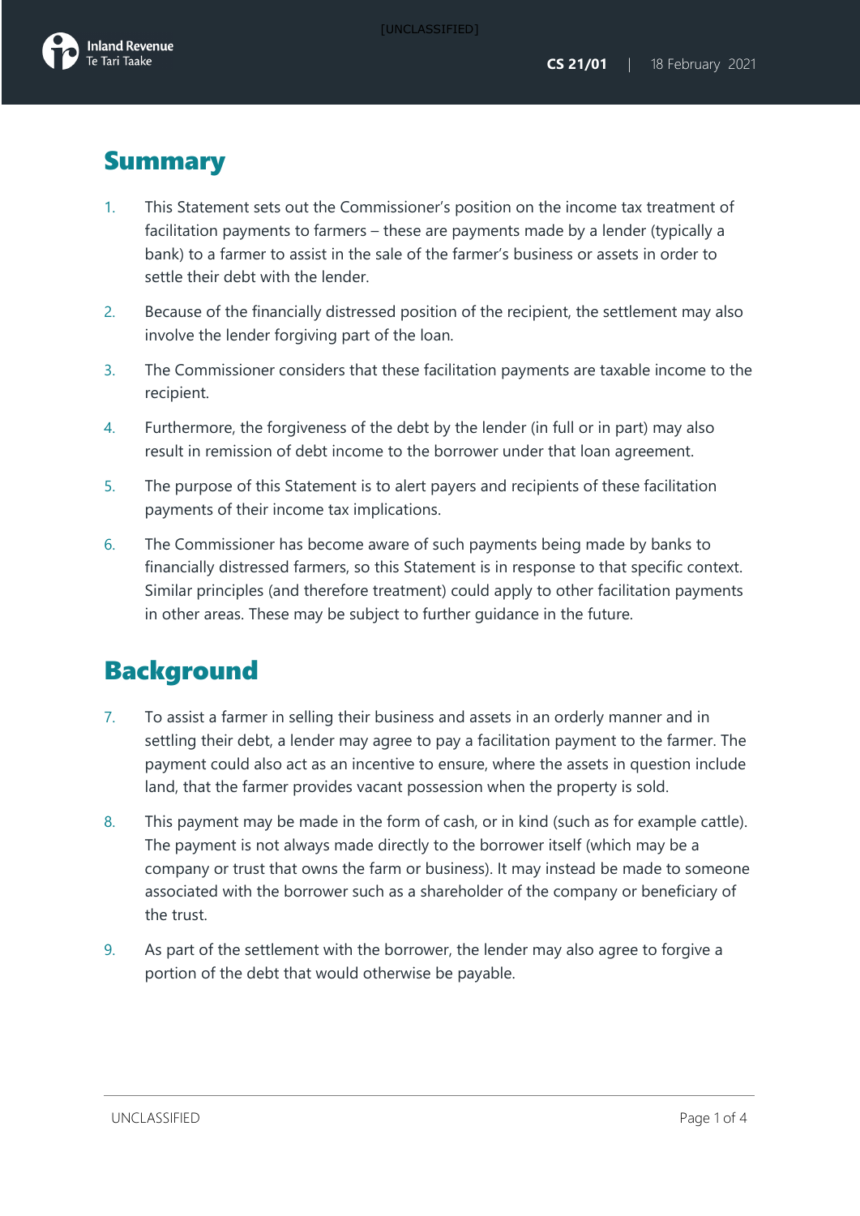## Summary

1. This Statement sets out the Commissioner's position on the income tax treatment of facilitation payments to farmers – these are payments made by a lender (typically a bank) to a farmer to assist in the sale of the farmer's business or assets in order to settle their debt with the lender.
2. Because of the financially distressed position of the recipient, the settlement may also involve the lender forgiving part of the loan.
3. The Commissioner considers that these facilitation payments are taxable income to the recipient.
4. Furthermore, the forgiveness of the debt by the lender (in full or in part) may also result in remission of debt income to the borrower under that loan agreement.
5. The purpose of this Statement is to alert payers and recipients of these facilitation payments of their income tax implications.
6. The Commissioner has become aware of such payments being made by banks to financially distressed farmers, so this Statement is in response to that specific context. Similar principles (and therefore treatment) could apply to other facilitation payments in other areas. These may be subject to further guidance in the future.

## Background

7. To assist a farmer in selling their business and assets in an orderly manner and in settling their debt, a lender may agree to pay a facilitation payment to the farmer. The payment could also act as an incentive to ensure, where the assets in question include land, that the farmer provides vacant possession when the property is sold.
8. This payment may be made in the form of cash, or in kind (such as for example cattle). The payment is not always made directly to the borrower itself (which may be a company or trust that owns the farm or business). It may instead be made to someone associated with the borrower such as a shareholder of the company or beneficiary of the trust.
9. As part of the settlement with the borrower, the lender may also agree to forgive a portion of the debt that would otherwise be payable.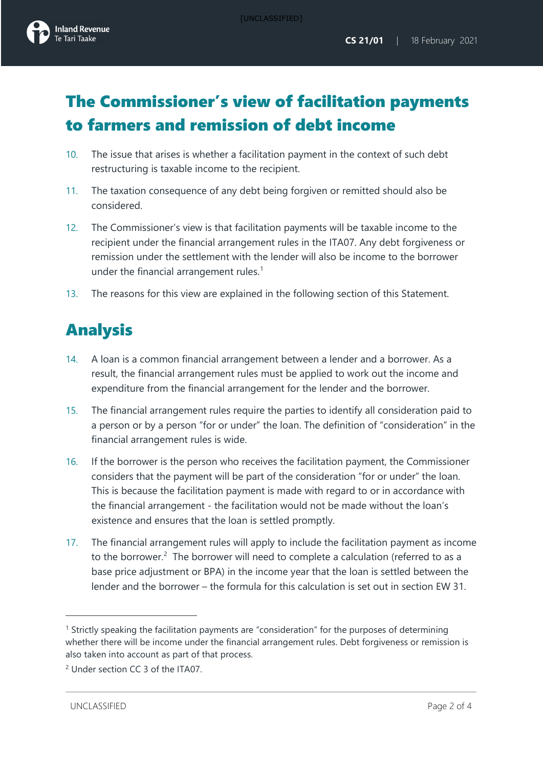# The Commissioner's view of facilitation payments to farmers and remission of debt income

10. The issue that arises is whether a facilitation payment in the context of such debt restructuring is taxable income to the recipient.

11. The taxation consequence of any debt being forgiven or remitted should also be considered.

12. The Commissioner's view is that facilitation payments will be taxable income to the recipient under the financial arrangement rules in the ITA07. Any debt forgiveness or remission under the settlement with the lender will also be income to the borrower under the financial arrangement rules.[1]

13. The reasons for this view are explained in the following section of this Statement.

# Analysis

14. A loan is a common financial arrangement between a lender and a borrower. As a result, the financial arrangement rules must be applied to work out the income and expenditure from the financial arrangement for the lender and the borrower.

15. The financial arrangement rules require the parties to identify all consideration paid to a person or by a person "for or under" the loan. The definition of "consideration" in the financial arrangement rules is wide.

16. If the borrower is the person who receives the facilitation payment, the Commissioner considers that the payment will be part of the consideration "for or under" the loan. This is because the facilitation payment is made with regard to or in accordance with the financial arrangement - the facilitation would not be made without the loan's existence and ensures that the loan is settled promptly.

17. The financial arrangement rules will apply to include the facilitation payment as income to the borrower.[2] The borrower will need to complete a calculation (referred to as a base price adjustment or BPA) in the income year that the loan is settled between the lender and the borrower – the formula for this calculation is set out in section EW 31.

---

[1] Strictly speaking the facilitation payments are "consideration" for the purposes of determining whether there will be income under the financial arrangement rules. Debt forgiveness or remission is also taken into account as part of that process.

[2] Under section CC 3 of the ITA07.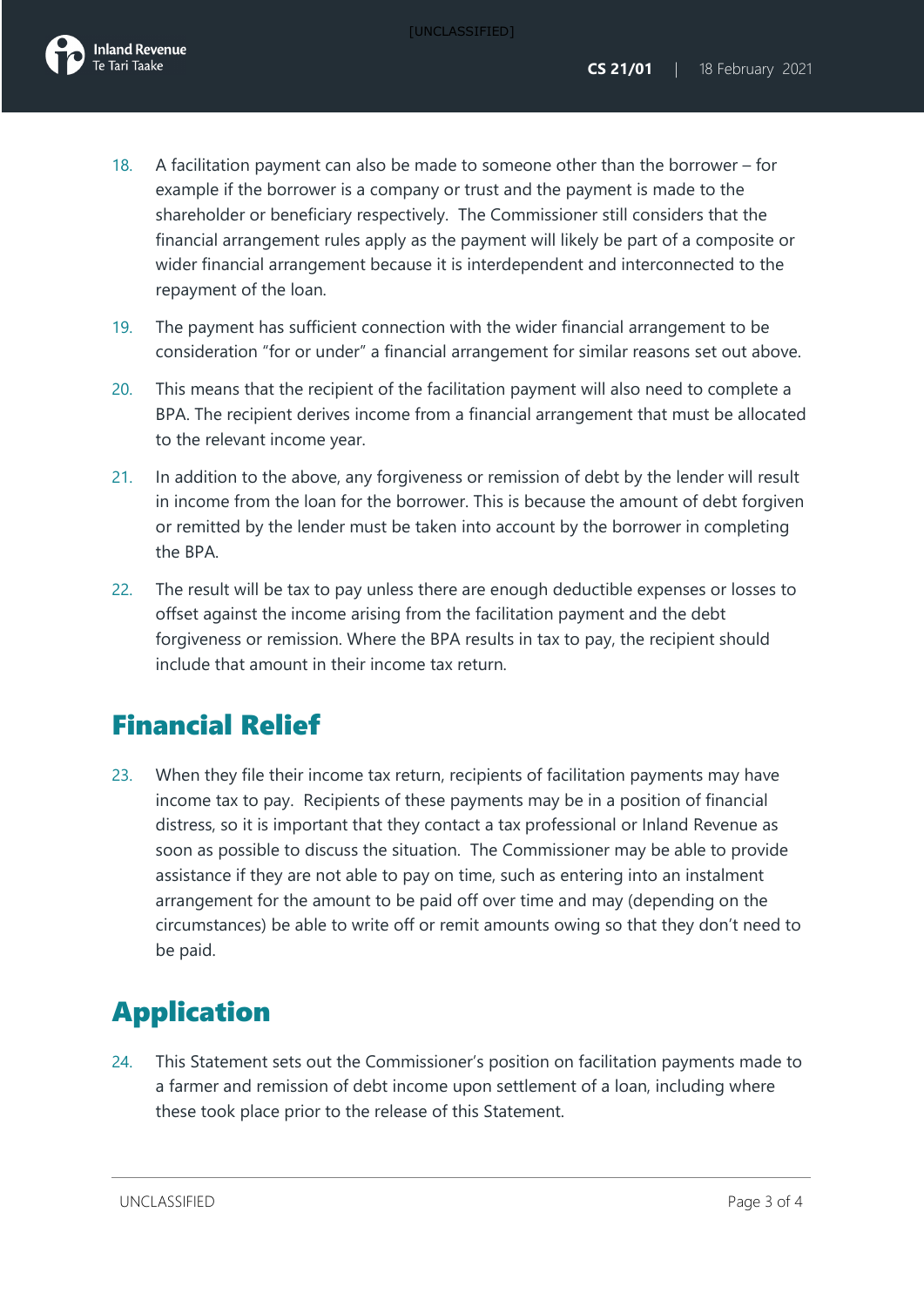18. A facilitation payment can also be made to someone other than the borrower – for example if the borrower is a company or trust and the payment is made to the shareholder or beneficiary respectively. The Commissioner still considers that the financial arrangement rules apply as the payment will likely be part of a composite or wider financial arrangement because it is interdependent and interconnected to the repayment of the loan.

19. The payment has sufficient connection with the wider financial arrangement to be consideration "for or under" a financial arrangement for similar reasons set out above.

20. This means that the recipient of the facilitation payment will also need to complete a BPA. The recipient derives income from a financial arrangement that must be allocated to the relevant income year.

21. In addition to the above, any forgiveness or remission of debt by the lender will result in income from the loan for the borrower. This is because the amount of debt forgiven or remitted by the lender must be taken into account by the borrower in completing the BPA.

22. The result will be tax to pay unless there are enough deductible expenses or losses to offset against the income arising from the facilitation payment and the debt forgiveness or remission. Where the BPA results in tax to pay, the recipient should include that amount in their income tax return.

# Financial Relief

23. When they file their income tax return, recipients of facilitation payments may have income tax to pay. Recipients of these payments may be in a position of financial distress, so it is important that they contact a tax professional or Inland Revenue as soon as possible to discuss the situation. The Commissioner may be able to provide assistance if they are not able to pay on time, such as entering into an instalment arrangement for the amount to be paid off over time and may (depending on the circumstances) be able to write off or remit amounts owing so that they don't need to be paid.

# Application

24. This Statement sets out the Commissioner's position on facilitation payments made to a farmer and remission of debt income upon settlement of a loan, including where these took place prior to the release of this Statement.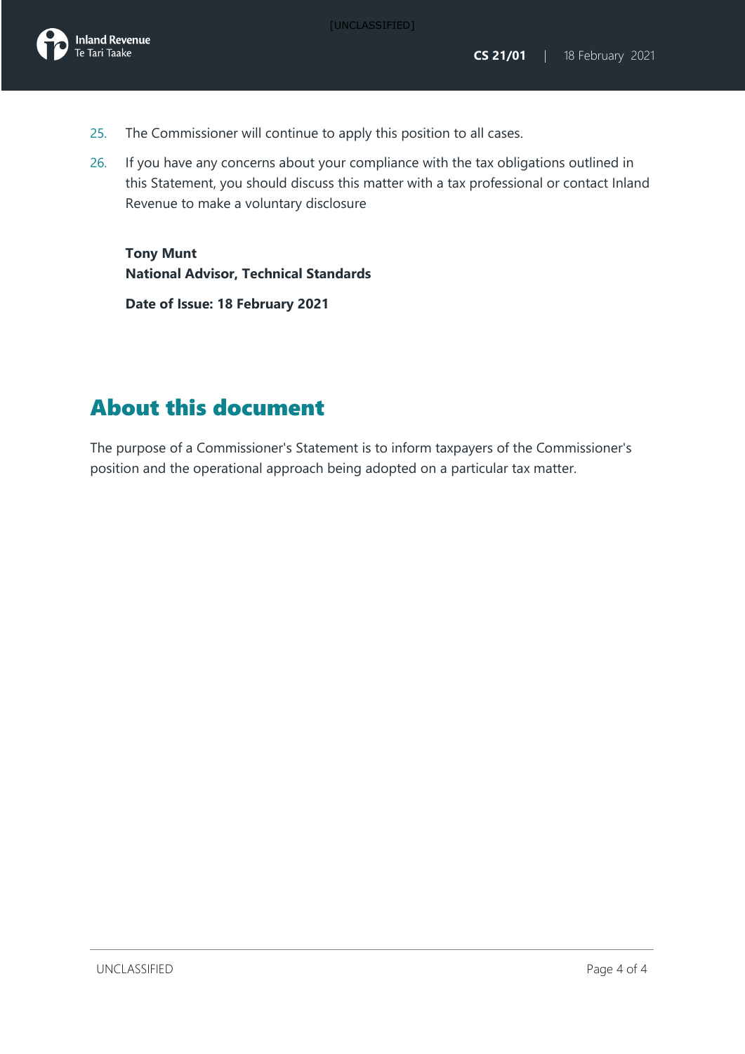25. The Commissioner will continue to apply this position to all cases.

26. If you have any concerns about your compliance with the tax obligations outlined in this Statement, you should discuss this matter with a tax professional or contact Inland Revenue to make a voluntary disclosure

**Tony Munt**
**National Advisor, Technical Standards**

**Date of Issue: 18 February 2021**

## About this document

The purpose of a Commissioner's Statement is to inform taxpayers of the Commissioner's position and the operational approach being adopted on a particular tax matter.